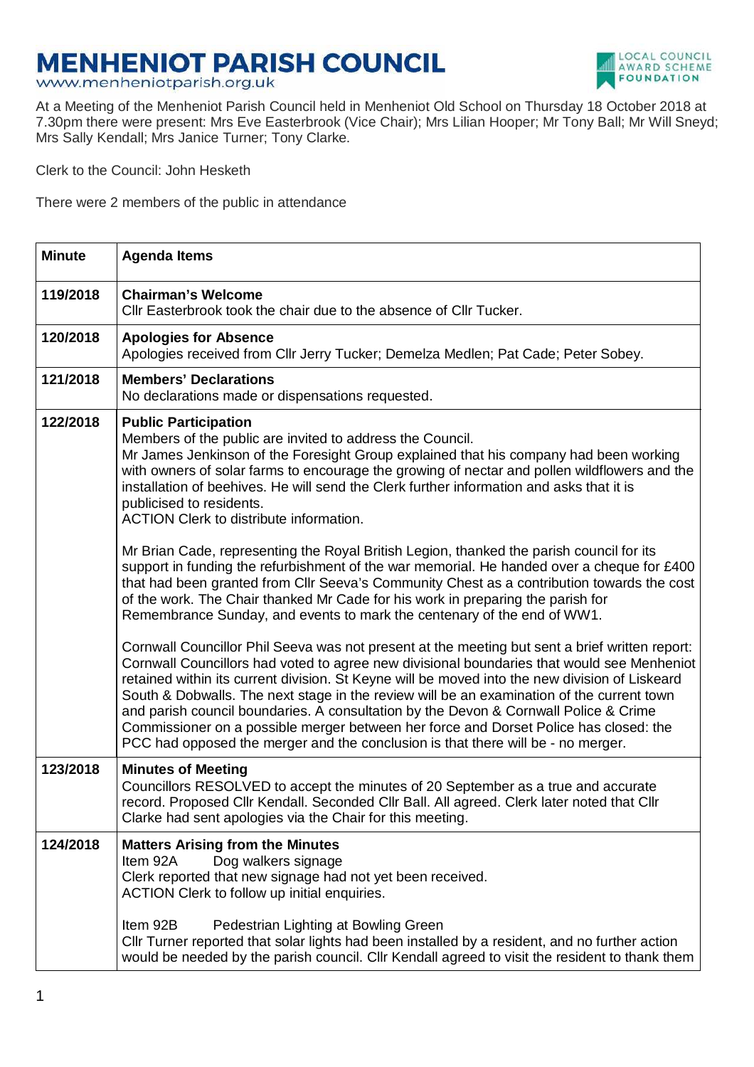# MENHENIOT PARISH COUNCIL

www.menheniotparish.org.uk

LOCAL COUNCIL AWARD SCHEME FOUNDATION

At a Meeting of the Menheniot Parish Council held in Menheniot Old School on Thursday 18 October 2018 at 7.30pm there were present: Mrs Eve Easterbrook (Vice Chair); Mrs Lilian Hooper; Mr Tony Ball; Mr Will Sneyd; Mrs Sally Kendall; Mrs Janice Turner; Tony Clarke.

Clerk to the Council: John Hesketh

There were 2 members of the public in attendance

| Minute | Agenda Items |
|---|---|
| 119/2018 | **Chairman's Welcome**<br>Cllr Easterbrook took the chair due to the absence of Cllr Tucker. |
| 120/2018 | **Apologies for Absence**<br>Apologies received from Cllr Jerry Tucker; Demelza Medlen; Pat Cade; Peter Sobey. |
| 121/2018 | **Members' Declarations**<br>No declarations made or dispensations requested. |
| 122/2018 | **Public Participation**<br>Members of the public are invited to address the Council.<br>Mr James Jenkinson of the Foresight Group explained that his company had been working with owners of solar farms to encourage the growing of nectar and pollen wildflowers and the installation of beehives. He will send the Clerk further information and asks that it is publicised to residents.<br>ACTION Clerk to distribute information.<br><br>Mr Brian Cade, representing the Royal British Legion, thanked the parish council for its support in funding the refurbishment of the war memorial. He handed over a cheque for £400 that had been granted from Cllr Seeva's Community Chest as a contribution towards the cost of the work. The Chair thanked Mr Cade for his work in preparing the parish for Remembrance Sunday, and events to mark the centenary of the end of WW1.<br><br>Cornwall Councillor Phil Seeva was not present at the meeting but sent a brief written report: Cornwall Councillors had voted to agree new divisional boundaries that would see Menheniot retained within its current division. St Keyne will be moved into the new division of Liskeard South & Dobwalls. The next stage in the review will be an examination of the current town and parish council boundaries. A consultation by the Devon & Cornwall Police & Crime Commissioner on a possible merger between her force and Dorset Police has closed: the PCC had opposed the merger and the conclusion is that there will be - no merger. |
| 123/2018 | **Minutes of Meeting**<br>Councillors RESOLVED to accept the minutes of 20 September as a true and accurate record. Proposed Cllr Kendall. Seconded Cllr Ball. All agreed. Clerk later noted that Cllr Clarke had sent apologies via the Chair for this meeting. |
| 124/2018 | **Matters Arising from the Minutes**<br>Item 92A Dog walkers signage<br>Clerk reported that new signage had not yet been received.<br>ACTION Clerk to follow up initial enquiries.<br><br>Item 92B Pedestrian Lighting at Bowling Green<br>Cllr Turner reported that solar lights had been installed by a resident, and no further action would be needed by the parish council. Cllr Kendall agreed to visit the resident to thank them |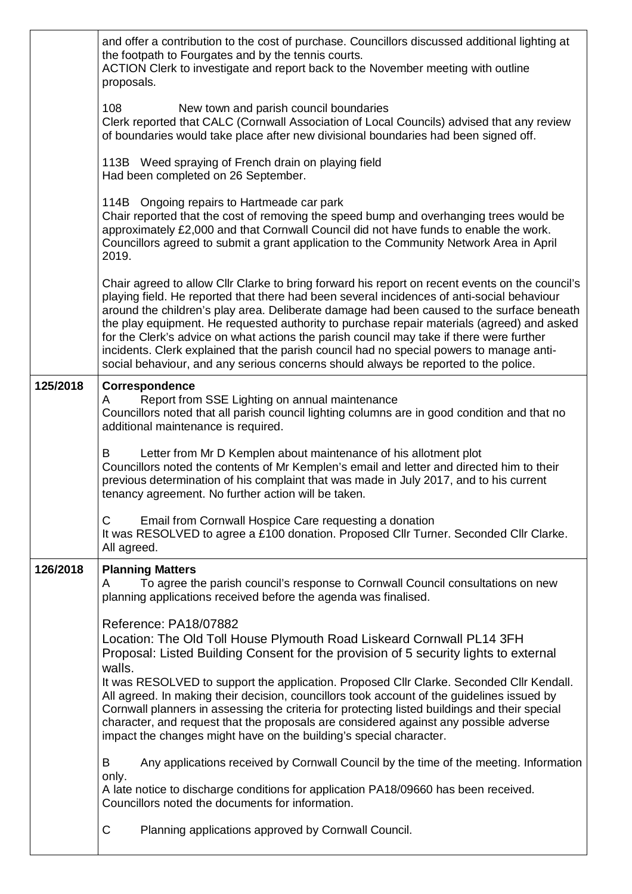| | |
|---|---|
| | and offer a contribution to the cost of purchase. Councillors discussed additional lighting at the footpath to Fourgates and by the tennis courts.<br>ACTION Clerk to investigate and report back to the November meeting with outline proposals.<br><br>108 New town and parish council boundaries<br>Clerk reported that CALC (Cornwall Association of Local Councils) advised that any review of boundaries would take place after new divisional boundaries had been signed off.<br><br>113B Weed spraying of French drain on playing field<br>Had been completed on 26 September.<br><br>114B Ongoing repairs to Hartmeade car park<br>Chair reported that the cost of removing the speed bump and overhanging trees would be approximately £2,000 and that Cornwall Council did not have funds to enable the work. Councillors agreed to submit a grant application to the Community Network Area in April 2019.<br><br>Chair agreed to allow Cllr Clarke to bring forward his report on recent events on the council's playing field. He reported that there had been several incidences of anti-social behaviour around the children's play area. Deliberate damage had been caused to the surface beneath the play equipment. He requested authority to purchase repair materials (agreed) and asked for the Clerk's advice on what actions the parish council may take if there were further incidents. Clerk explained that the parish council had no special powers to manage anti-social behaviour, and any serious concerns should always be reported to the police. |
| **125/2018** | **Correspondence**<br>A Report from SSE Lighting on annual maintenance<br>Councillors noted that all parish council lighting columns are in good condition and that no additional maintenance is required.<br><br>B Letter from Mr D Kemplen about maintenance of his allotment plot<br>Councillors noted the contents of Mr Kemplen's email and letter and directed him to their previous determination of his complaint that was made in July 2017, and to his current tenancy agreement. No further action will be taken.<br><br>C Email from Cornwall Hospice Care requesting a donation<br>It was RESOLVED to agree a £100 donation. Proposed Cllr Turner. Seconded Cllr Clarke. All agreed. |
| **126/2018** | **Planning Matters**<br>A To agree the parish council's response to Cornwall Council consultations on new planning applications received before the agenda was finalised.<br><br>Reference: PA18/07882<br>Location: The Old Toll House Plymouth Road Liskeard Cornwall PL14 3FH<br>Proposal: Listed Building Consent for the provision of 5 security lights to external walls.<br>It was RESOLVED to support the application. Proposed Cllr Clarke. Seconded Cllr Kendall. All agreed. In making their decision, councillors took account of the guidelines issued by Cornwall planners in assessing the criteria for protecting listed buildings and their special character, and request that the proposals are considered against any possible adverse impact the changes might have on the building's special character.<br><br>B Any applications received by Cornwall Council by the time of the meeting. Information only.<br>A late notice to discharge conditions for application PA18/09660 has been received. Councillors noted the documents for information.<br><br>C Planning applications approved by Cornwall Council. |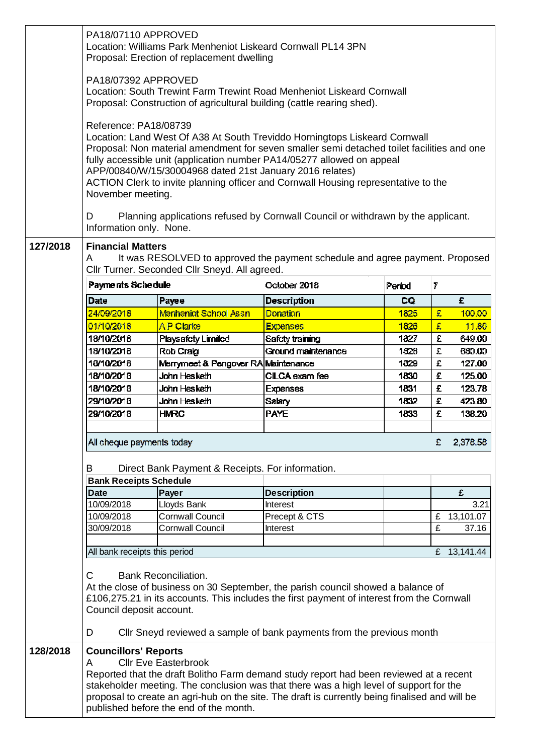PA18/07110 APPROVED
Location: Williams Park Menheniot Liskeard Cornwall PL14 3PN
Proposal: Erection of replacement dwelling

PA18/07392 APPROVED
Location: South Trewint Farm Trewint Road Menheniot Liskeard Cornwall
Proposal: Construction of agricultural building (cattle rearing shed).

Reference: PA18/08739
Location: Land West Of A38 At South Treviddo Horningtops Liskeard Cornwall
Proposal: Non material amendment for seven smaller semi detached toilet facilities and one fully accessible unit (application number PA14/05277 allowed on appeal APP/00840/W/15/30004968 dated 21st January 2016 relates)
ACTION Clerk to invite planning officer and Cornwall Housing representative to the November meeting.

D Planning applications refused by Cornwall Council or withdrawn by the applicant. Information only. None.

**127/2018 Financial Matters**

A It was RESOLVED to approved the payment schedule and agree payment. Proposed Cllr Turner. Seconded Cllr Sneyd. All agreed.

| Payments Schedule | | October 2018 | Period | 7 |
|---|---|---|---|---|
| **Date** | **Payee** | **Description** | **CQ** | **£** |
| 24/09/2018 | Menheniot School Assn | Donation | 1825 | £ 100.00 |
| 01/10/2018 | A P Clarke | Expenses | 1826 | £ 11.80 |
| 18/10/2018 | Playsafety Limited | Safety training | 1827 | £ 649.00 |
| 18/10/2018 | Rob Craig | Ground maintenance | 1828 | £ 680.00 |
| 18/10/2018 | Merrymeet & Pengover RA | Maintenance | 1829 | £ 127.00 |
| 18/10/2018 | John Hesketh | CILCA exam fee | 1830 | £ 125.00 |
| 18/10/2018 | John Hesketh | Expenses | 1831 | £ 123.78 |
| 29/10/2018 | John Hesketh | Salary | 1832 | £ 423.80 |
| 29/10/2018 | HMRC | PAYE | 1833 | £ 138.20 |
| | | | | |
| All cheque payments today | | | | £ 2,378.58 |

B Direct Bank Payment & Receipts. For information.

| Bank Receipts Schedule | | | | |
|---|---|---|---|---|
| **Date** | **Payer** | **Description** | | **£** |
| 10/09/2018 | Lloyds Bank | Interest | | 3.21 |
| 10/09/2018 | Cornwall Council | Precept & CTS | | £ 13,101.07 |
| 30/09/2018 | Cornwall Council | Interest | | £ 37.16 |
| | | | | |
| All bank receipts this period | | | | £ 13,141.44 |

C Bank Reconciliation.
At the close of business on 30 September, the parish council showed a balance of £106,275.21 in its accounts. This includes the first payment of interest from the Cornwall Council deposit account.

D Cllr Sneyd reviewed a sample of bank payments from the previous month

**128/2018 Councillors' Reports**

A Cllr Eve Easterbrook
Reported that the draft Bolitho Farm demand study report had been reviewed at a recent stakeholder meeting. The conclusion was that there was a high level of support for the proposal to create an agri-hub on the site. The draft is currently being finalised and will be published before the end of the month.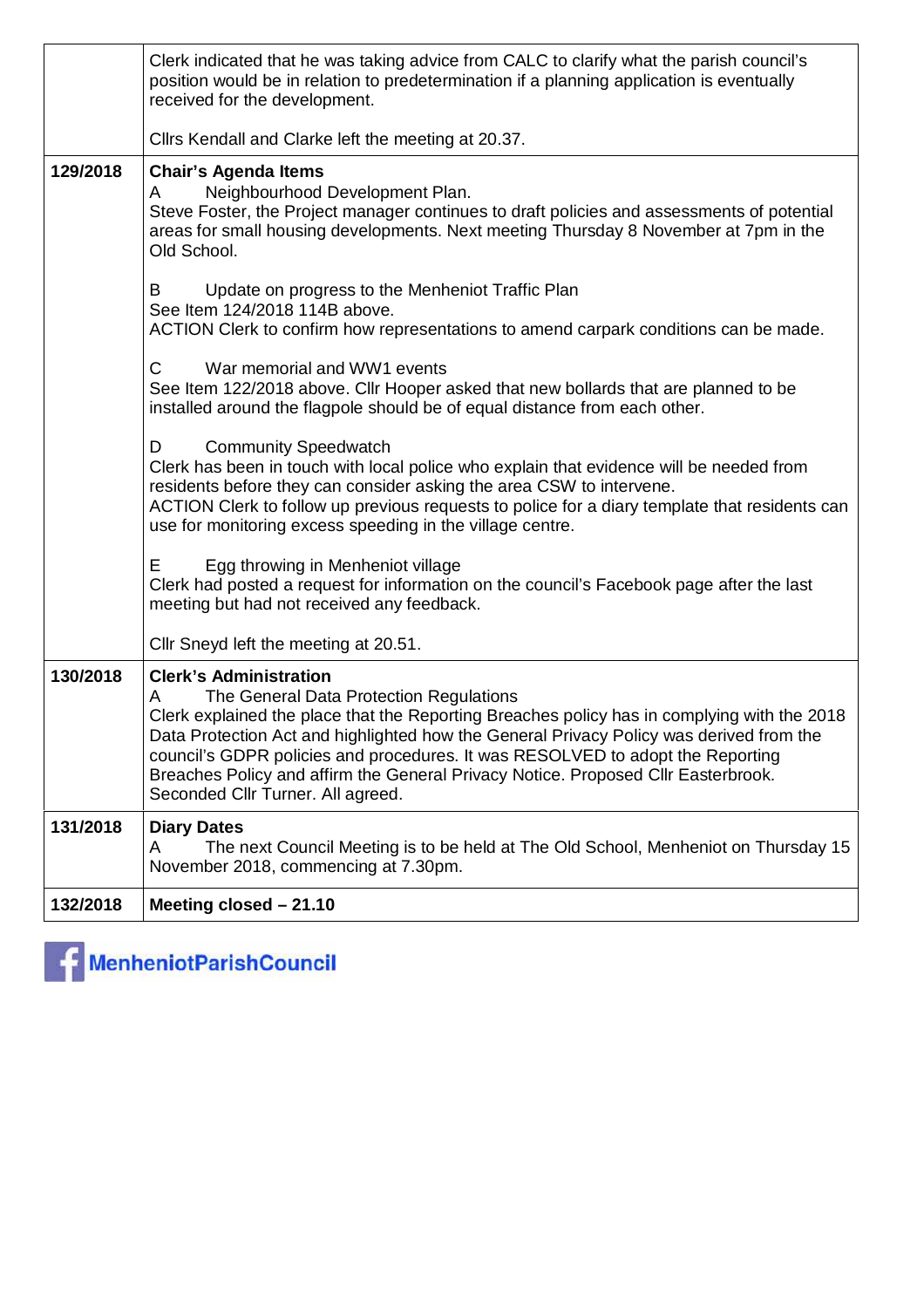| | |
|---|---|
| | Clerk indicated that he was taking advice from CALC to clarify what the parish council's position would be in relation to predetermination if a planning application is eventually received for the development.<br><br>Cllrs Kendall and Clarke left the meeting at 20.37. |
| **129/2018** | **Chair's Agenda Items**<br>A Neighbourhood Development Plan.<br>Steve Foster, the Project manager continues to draft policies and assessments of potential areas for small housing developments. Next meeting Thursday 8 November at 7pm in the Old School.<br><br>B Update on progress to the Menheniot Traffic Plan<br>See Item 124/2018 114B above.<br>ACTION Clerk to confirm how representations to amend carpark conditions can be made.<br><br>C War memorial and WW1 events<br>See Item 122/2018 above. Cllr Hooper asked that new bollards that are planned to be installed around the flagpole should be of equal distance from each other.<br><br>D Community Speedwatch<br>Clerk has been in touch with local police who explain that evidence will be needed from residents before they can consider asking the area CSW to intervene.<br>ACTION Clerk to follow up previous requests to police for a diary template that residents can use for monitoring excess speeding in the village centre.<br><br>E Egg throwing in Menheniot village<br>Clerk had posted a request for information on the council's Facebook page after the last meeting but had not received any feedback.<br><br>Cllr Sneyd left the meeting at 20.51. |
| **130/2018** | **Clerk's Administration**<br>A The General Data Protection Regulations<br>Clerk explained the place that the Reporting Breaches policy has in complying with the 2018 Data Protection Act and highlighted how the General Privacy Policy was derived from the council's GDPR policies and procedures. It was RESOLVED to adopt the Reporting Breaches Policy and affirm the General Privacy Notice. Proposed Cllr Easterbrook. Seconded Cllr Turner. All agreed. |
| **131/2018** | **Diary Dates**<br>A The next Council Meeting is to be held at The Old School, Menheniot on Thursday 15 November 2018, commencing at 7.30pm. |
| **132/2018** | **Meeting closed – 21.10** |

MenheniotParishCouncil